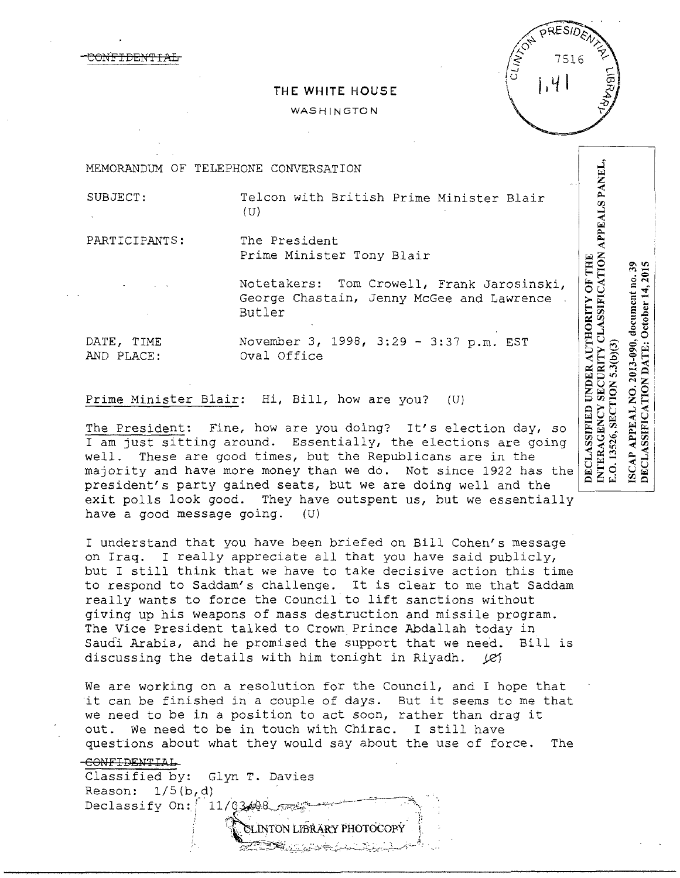~~CONFIDENTIAL~~

THE WHITE HOUSE

WASHINGTON

CLINTON PRESIDENTIAL LIBRARY 7516 1.41

DECLASSIFIED UNDER AUTHORITY OF THE INTERAGENCY SECURITY CLASSIFICATION APPEALS PANEL, E.O. 13526, SECTION 5.3(b)(3)

ISCAP APPEAL NO. 2013-090, document no. 39
DECLASSIFICATION DATE: October 14, 2015

MEMORANDUM OF TELEPHONE CONVERSATION

SUBJECT: Telcon with British Prime Minister Blair (U)

PARTICIPANTS: The President
Prime Minister Tony Blair

Notetakers: Tom Crowell, Frank Jarosinski, George Chastain, Jenny McGee and Lawrence Butler

DATE, TIME AND PLACE: November 3, 1998, 3:29 - 3:37 p.m. EST
Oval Office

Prime Minister Blair: Hi, Bill, how are you? (U)

The President: Fine, how are you doing? It's election day, so I am just sitting around. Essentially, the elections are going well. These are good times, but the Republicans are in the majority and have more money than we do. Not since 1922 has the president's party gained seats, but we are doing well and the exit polls look good. They have outspent us, but we essentially have a good message going. (U)

I understand that you have been briefed on Bill Cohen's message on Iraq. I really appreciate all that you have said publicly, but I still think that we have to take decisive action this time to respond to Saddam's challenge. It is clear to me that Saddam really wants to force the Council to lift sanctions without giving up his weapons of mass destruction and missile program. The Vice President talked to Crown Prince Abdallah today in Saudi Arabia, and he promised the support that we need. Bill is discussing the details with him tonight in Riyadh. ~~(C)~~

We are working on a resolution for the Council, and I hope that it can be finished in a couple of days. But it seems to me that we need to be in a position to act soon, rather than drag it out. We need to be in touch with Chirac. I still have questions about what they would say about the use of force. The

~~CONFIDENTIAL~~
Classified by: Glyn T. Davies
Reason: 1/5(b,d)
Declassify On: 11/03/08

CLINTON LIBRARY PHOTOCOPY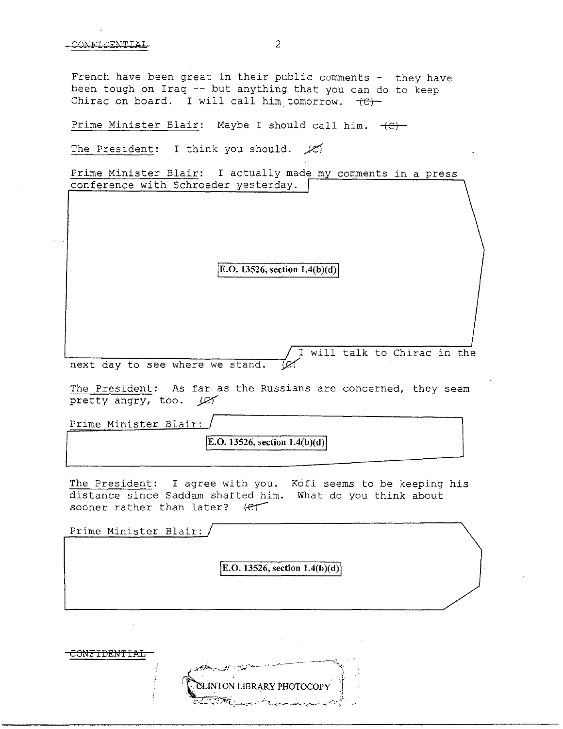CONFIDENTIAL

French have been great in their public comments -- they have been tough on Iraq -- but anything that you can do to keep Chirac on board. I will call him tomorrow. (C)

Prime Minister Blair: Maybe I should call him. (C)

The President: I think you should. (C)

Prime Minister Blair: I actually made my comments in a press conference with Schroeder yesterday.

E.O. 13526, section 1.4(b)(d)

I will talk to Chirac in the next day to see where we stand. (C)

The President: As far as the Russians are concerned, they seem pretty angry, too. (C)

Prime Minister Blair:

E.O. 13526, section 1.4(b)(d)

The President: I agree with you. Kofi seems to be keeping his distance since Saddam shafted him. What do you think about sooner rather than later? (C)

Prime Minister Blair:

E.O. 13526, section 1.4(b)(d)

CONFIDENTIAL

CLINTON LIBRARY PHOTOCOPY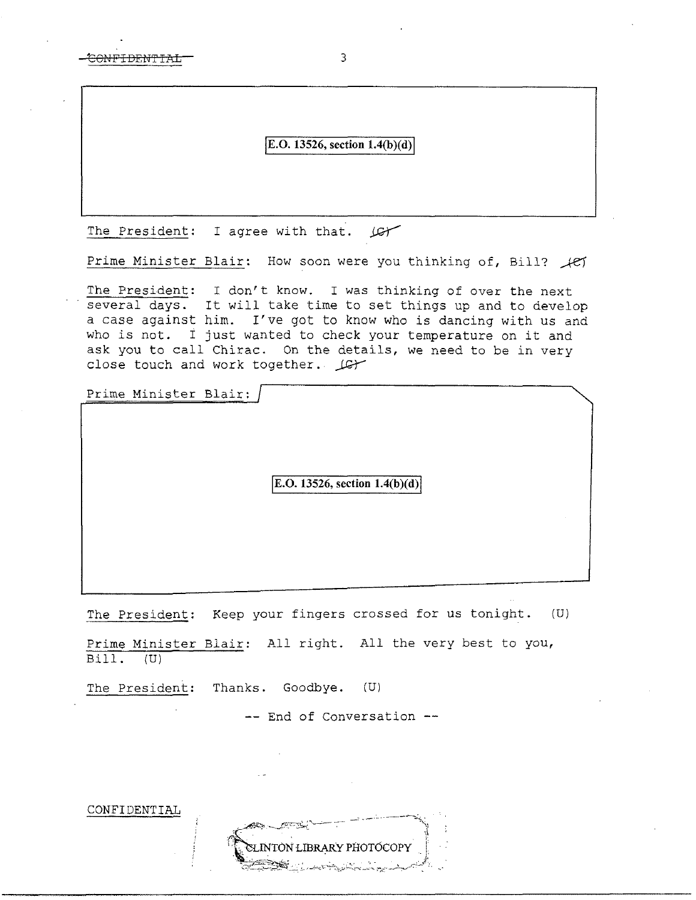E.O. 13526, section 1.4(b)(d)

The President: I agree with that. (C)

Prime Minister Blair: How soon were you thinking of, Bill? (C)

The President: I don't know. I was thinking of over the next several days. It will take time to set things up and to develop a case against him. I've got to know who is dancing with us and who is not. I just wanted to check your temperature on it and ask you to call Chirac. On the details, we need to be in very close touch and work together. (C)

Prime Minister Blair:

E.O. 13526, section 1.4(b)(d)

The President: Keep your fingers crossed for us tonight. (U)

Prime Minister Blair: All right. All the very best to you, Bill. (U)

The President: Thanks. Goodbye. (U)

-- End of Conversation --

CONFIDENTIAL

CLINTON LIBRARY PHOTOCOPY